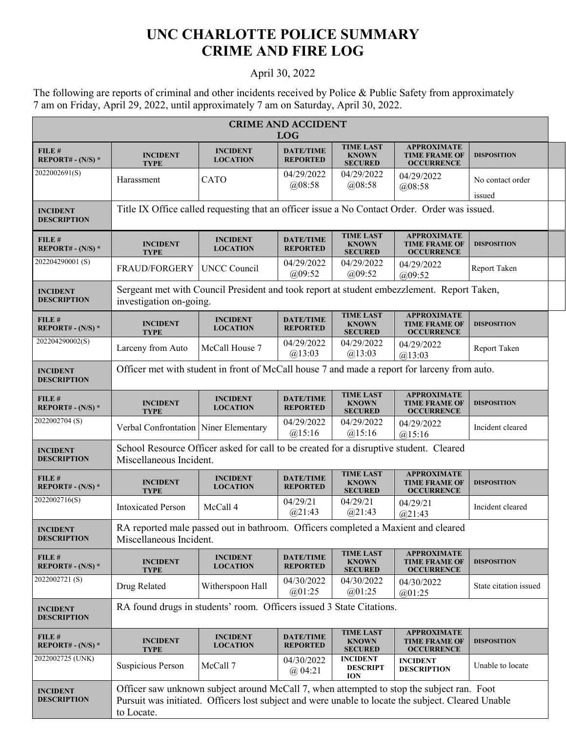# UNC CHARLOTTE POLICE SUMMARY
# CRIME AND FIRE LOG

April 30, 2022

The following are reports of criminal and other incidents received by Police & Public Safety from approximately 7 am on Friday, April 29, 2022, until approximately 7 am on Saturday, April 30, 2022.

## CRIME AND ACCIDENT LOG

| FILE # REPORT# - (N/S) * | INCIDENT TYPE | INCIDENT LOCATION | DATE/TIME REPORTED | TIME LAST KNOWN SECURED | APPROXIMATE TIME FRAME OF OCCURRENCE | DISPOSITION |
|---|---|---|---|---|---|---|
| 2022002691(S) | Harassment | CATO | 04/29/2022 @08:58 | 04/29/2022 @08:58 | 04/29/2022 @08:58 | No contact order issued |
| INCIDENT DESCRIPTION | Title IX Office called requesting that an officer issue a No Contact Order. Order was issued. | | | | | |

| FILE # REPORT# - (N/S) * | INCIDENT TYPE | INCIDENT LOCATION | DATE/TIME REPORTED | TIME LAST KNOWN SECURED | APPROXIMATE TIME FRAME OF OCCURRENCE | DISPOSITION |
|---|---|---|---|---|---|---|
| 202204290001 (S) | FRAUD/FORGERY | UNCC Council | 04/29/2022 @09:52 | 04/29/2022 @09:52 | 04/29/2022 @09:52 | Report Taken |
| INCIDENT DESCRIPTION | Sergeant met with Council President and took report at student embezzlement. Report Taken, investigation on-going. | | | | | |

| FILE # REPORT# - (N/S) * | INCIDENT TYPE | INCIDENT LOCATION | DATE/TIME REPORTED | TIME LAST KNOWN SECURED | APPROXIMATE TIME FRAME OF OCCURRENCE | DISPOSITION |
|---|---|---|---|---|---|---|
| 202204290002(S) | Larceny from Auto | McCall House 7 | 04/29/2022 @13:03 | 04/29/2022 @13:03 | 04/29/2022 @13:03 | Report Taken |
| INCIDENT DESCRIPTION | Officer met with student in front of McCall house 7 and made a report for larceny from auto. | | | | | |

| FILE # REPORT# - (N/S) * | INCIDENT TYPE | INCIDENT LOCATION | DATE/TIME REPORTED | TIME LAST KNOWN SECURED | APPROXIMATE TIME FRAME OF OCCURRENCE | DISPOSITION |
|---|---|---|---|---|---|---|
| 2022002704 (S) | Verbal Confrontation | Niner Elementary | 04/29/2022 @15:16 | 04/29/2022 @15:16 | 04/29/2022 @15:16 | Incident cleared |
| INCIDENT DESCRIPTION | School Resource Officer asked for call to be created for a disruptive student. Cleared Miscellaneous Incident. | | | | | |

| FILE # REPORT# - (N/S) * | INCIDENT TYPE | INCIDENT LOCATION | DATE/TIME REPORTED | TIME LAST KNOWN SECURED | APPROXIMATE TIME FRAME OF OCCURRENCE | DISPOSITION |
|---|---|---|---|---|---|---|
| 2022002716(S) | Intoxicated Person | McCall 4 | 04/29/21 @21:43 | 04/29/21 @21:43 | 04/29/21 @21:43 | Incident cleared |
| INCIDENT DESCRIPTION | RA reported male passed out in bathroom. Officers completed a Maxient and cleared Miscellaneous Incident. | | | | | |

| FILE # REPORT# - (N/S) * | INCIDENT TYPE | INCIDENT LOCATION | DATE/TIME REPORTED | TIME LAST KNOWN SECURED | APPROXIMATE TIME FRAME OF OCCURRENCE | DISPOSITION |
|---|---|---|---|---|---|---|
| 2022002721 (S) | Drug Related | Witherspoon Hall | 04/30/2022 @01:25 | 04/30/2022 @01:25 | 04/30/2022 @01:25 | State citation issued |
| INCIDENT DESCRIPTION | RA found drugs in students' room. Officers issued 3 State Citations. | | | | | |

| FILE # REPORT# - (N/S) * | INCIDENT TYPE | INCIDENT LOCATION | DATE/TIME REPORTED | TIME LAST KNOWN SECURED | APPROXIMATE TIME FRAME OF OCCURRENCE | DISPOSITION |
|---|---|---|---|---|---|---|
| 2022002725 (UNK) | Suspicious Person | McCall 7 | 04/30/2022 @ 04:21 | INCIDENT DESCRIPTION | INCIDENT DESCRIPTION | Unable to locate |
| INCIDENT DESCRIPTION | Officer saw unknown subject around McCall 7, when attempted to stop the subject ran. Foot Pursuit was initiated. Officers lost subject and were unable to locate the subject. Cleared Unable to Locate. | | | | | |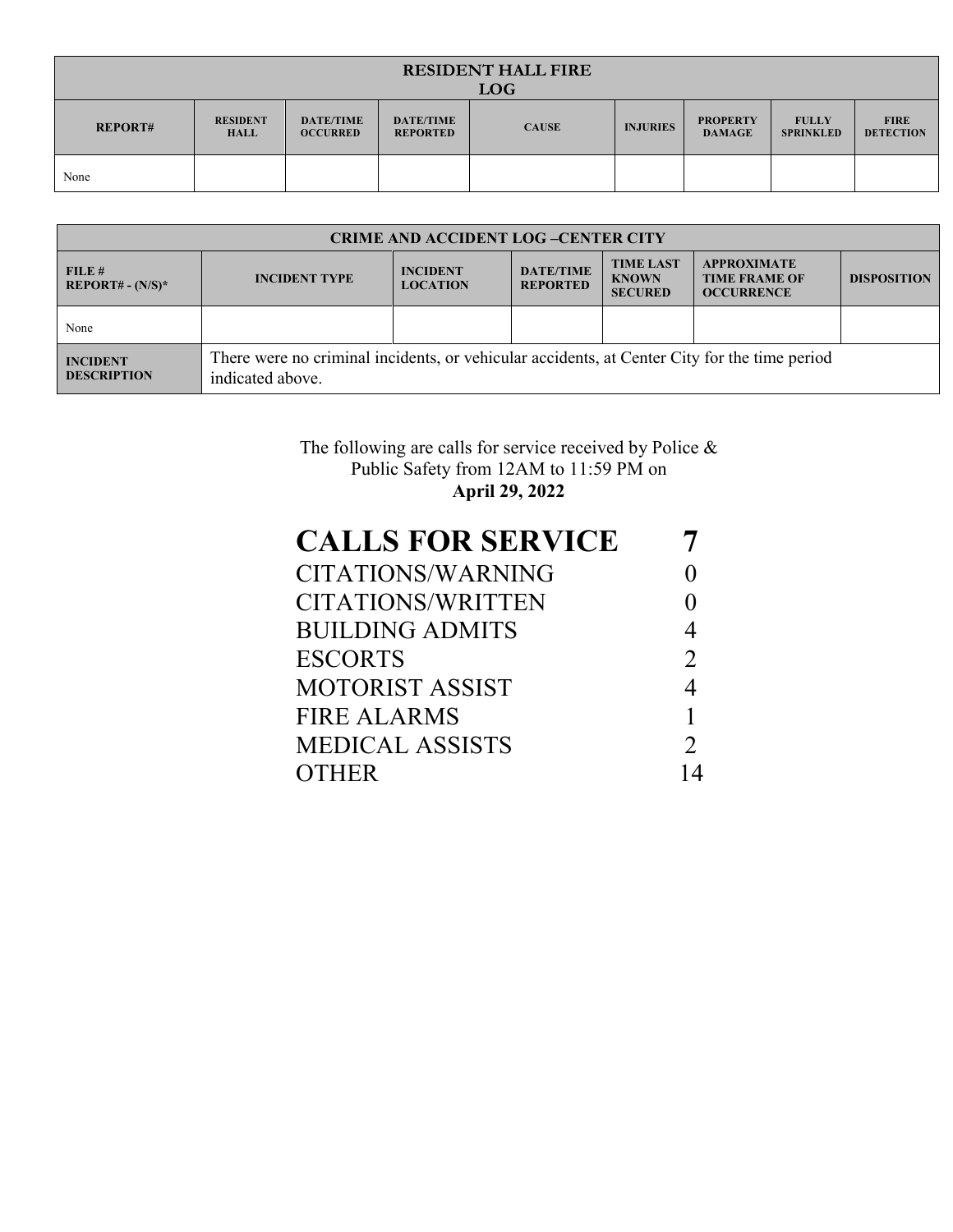| RESIDENT HALL FIRE LOG | | | | | | | | |
|---|---|---|---|---|---|---|---|---|
| **REPORT#** | **RESIDENT HALL** | **DATE/TIME OCCURRED** | **DATE/TIME REPORTED** | **CAUSE** | **INJURIES** | **PROPERTY DAMAGE** | **FULLY SPRINKLED** | **FIRE DETECTION** |
| None | | | | | | | | |

| CRIME AND ACCIDENT LOG –CENTER CITY | | | | | | |
|---|---|---|---|---|---|---|
| **FILE # REPORT# - (N/S)*** | **INCIDENT TYPE** | **INCIDENT LOCATION** | **DATE/TIME REPORTED** | **TIME LAST KNOWN SECURED** | **APPROXIMATE TIME FRAME OF OCCURRENCE** | **DISPOSITION** |
| None | | | | | | |
| **INCIDENT DESCRIPTION** | There were no criminal incidents, or vehicular accidents, at Center City for the time period indicated above. | | | | | |

The following are calls for service received by Police & Public Safety from 12AM to 11:59 PM on
**April 29, 2022**

| | |
|---|---|
| **CALLS FOR SERVICE** | **7** |
| CITATIONS/WARNING | 0 |
| CITATIONS/WRITTEN | 0 |
| BUILDING ADMITS | 4 |
| ESCORTS | 2 |
| MOTORIST ASSIST | 4 |
| FIRE ALARMS | 1 |
| MEDICAL ASSISTS | 2 |
| OTHER | 14 |